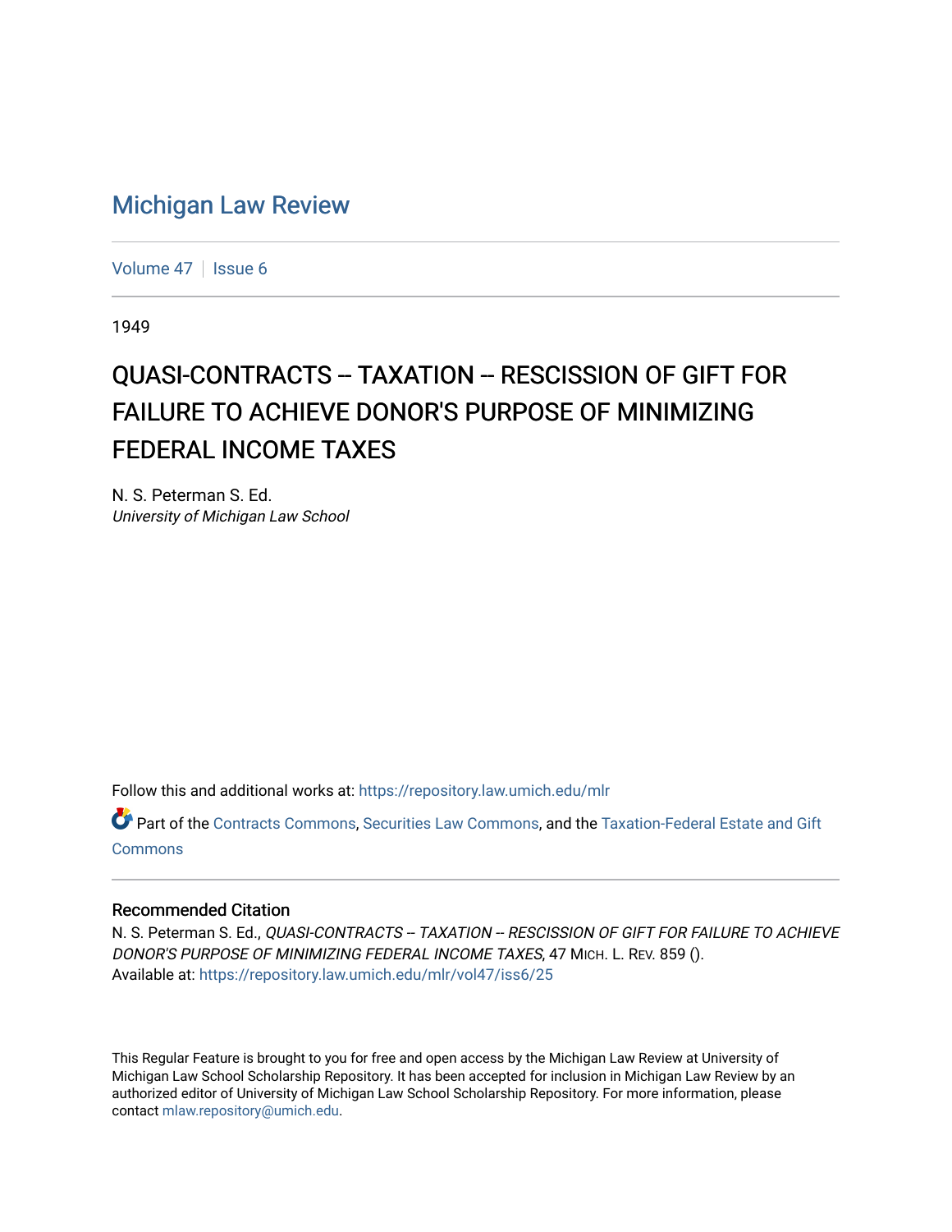# Michigan Law Review

Volume 47 | Issue 6

1949

## QUASI-CONTRACTS -- TAXATION -- RESCISSION OF GIFT FOR FAILURE TO ACHIEVE DONOR'S PURPOSE OF MINIMIZING FEDERAL INCOME TAXES

N. S. Peterman S. Ed.
*University of Michigan Law School*

Follow this and additional works at: https://repository.law.umich.edu/mlr

Part of the Contracts Commons, Securities Law Commons, and the Taxation-Federal Estate and Gift Commons

### Recommended Citation

N. S. Peterman S. Ed., *QUASI-CONTRACTS -- TAXATION -- RESCISSION OF GIFT FOR FAILURE TO ACHIEVE DONOR'S PURPOSE OF MINIMIZING FEDERAL INCOME TAXES*, 47 MICH. L. REV. 859 ().
Available at: https://repository.law.umich.edu/mlr/vol47/iss6/25

This Regular Feature is brought to you for free and open access by the Michigan Law Review at University of Michigan Law School Scholarship Repository. It has been accepted for inclusion in Michigan Law Review by an authorized editor of University of Michigan Law School Scholarship Repository. For more information, please contact mlaw.repository@umich.edu.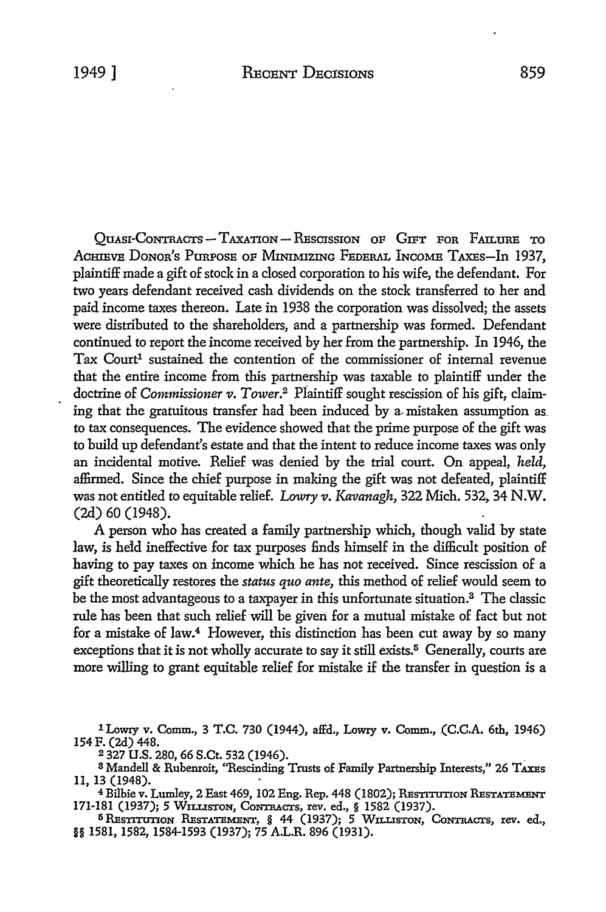QUASI-CONTRACTS — TAXATION — RESCISSION OF GIFT FOR FAILURE TO ACHIEVE DONOR'S PURPOSE OF MINIMIZING FEDERAL INCOME TAXES—In 1937, plaintiff made a gift of stock in a closed corporation to his wife, the defendant. For two years defendant received cash dividends on the stock transferred to her and paid income taxes thereon. Late in 1938 the corporation was dissolved; the assets were distributed to the shareholders, and a partnership was formed. Defendant continued to report the income received by her from the partnership. In 1946, the Tax Court[1] sustained the contention of the commissioner of internal revenue that the entire income from this partnership was taxable to plaintiff under the doctrine of *Commissioner v. Tower*.[2] Plaintiff sought rescission of his gift, claiming that the gratuitous transfer had been induced by a mistaken assumption as to tax consequences. The evidence showed that the prime purpose of the gift was to build up defendant's estate and that the intent to reduce income taxes was only an incidental motive. Relief was denied by the trial court. On appeal, *held*, affirmed. Since the chief purpose in making the gift was not defeated, plaintiff was not entitled to equitable relief. *Lowry v. Kavanagh*, 322 Mich. 532, 34 N.W. (2d) 60 (1948).

A person who has created a family partnership which, though valid by state law, is held ineffective for tax purposes finds himself in the difficult position of having to pay taxes on income which he has not received. Since rescission of a gift theoretically restores the *status quo ante*, this method of relief would seem to be the most advantageous to a taxpayer in this unfortunate situation.[3] The classic rule has been that such relief will be given for a mutual mistake of fact but not for a mistake of law.[4] However, this distinction has been cut away by so many exceptions that it is not wholly accurate to say it still exists.[5] Generally, courts are more willing to grant equitable relief for mistake if the transfer in question is a

[1] Lowry v. Comm., 3 T.C. 730 (1944), affd., Lowry v. Comm., (C.C.A. 6th, 1946) 154 F. (2d) 448.

[2] 327 U.S. 280, 66 S.Ct. 532 (1946).

[3] Mandell & Rubenroit, "Rescinding Trusts of Family Partnership Interests," 26 TAXES 11, 13 (1948).

[4] Bilbie v. Lumley, 2 East 469, 102 Eng. Rep. 448 (1802); RESTITUTION RESTATEMENT 171-181 (1937); 5 WILLISTON, CONTRACTS, rev. ed., § 1582 (1937).

[5] RESTITUTION RESTATEMENT, § 44 (1937); 5 WILLISTON, CONTRACTS, rev. ed., §§ 1581, 1582, 1584-1593 (1937); 75 A.L.R. 896 (1931).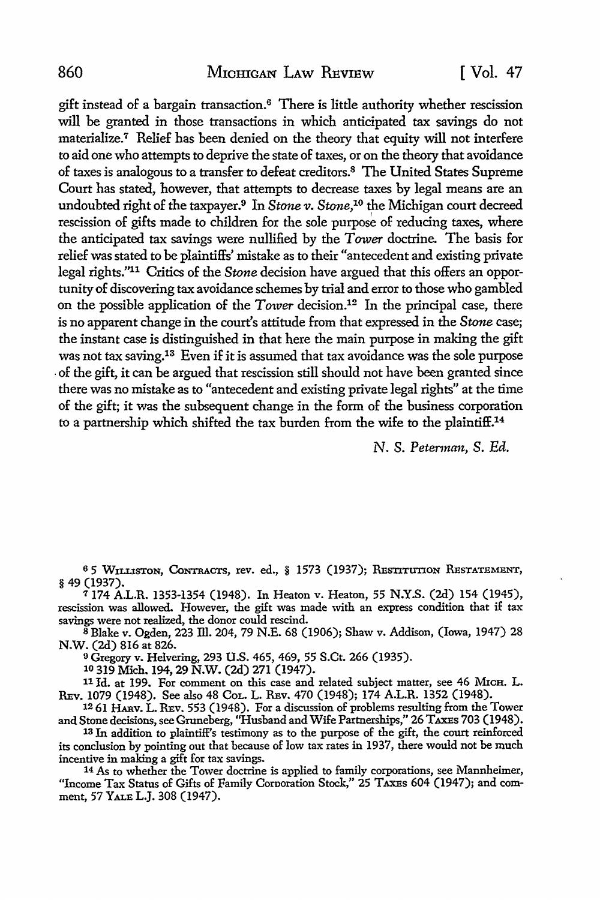gift instead of a bargain transaction.[6] There is little authority whether rescission will be granted in those transactions in which anticipated tax savings do not materialize.[7] Relief has been denied on the theory that equity will not interfere to aid one who attempts to deprive the state of taxes, or on the theory that avoidance of taxes is analogous to a transfer to defeat creditors.[8] The United States Supreme Court has stated, however, that attempts to decrease taxes by legal means are an undoubted right of the taxpayer.[9] In *Stone v. Stone*,[10] the Michigan court decreed rescission of gifts made to children for the sole purpose of reducing taxes, where the anticipated tax savings were nullified by the *Tower* doctrine. The basis for relief was stated to be plaintiffs' mistake as to their "antecedent and existing private legal rights."[11] Critics of the *Stone* decision have argued that this offers an opportunity of discovering tax avoidance schemes by trial and error to those who gambled on the possible application of the *Tower* decision.[12] In the principal case, there is no apparent change in the court's attitude from that expressed in the *Stone* case; the instant case is distinguished in that here the main purpose in making the gift was not tax saving.[13] Even if it is assumed that tax avoidance was the sole purpose of the gift, it can be argued that rescission still should not have been granted since there was no mistake as to "antecedent and existing private legal rights" at the time of the gift; it was the subsequent change in the form of the business corporation to a partnership which shifted the tax burden from the wife to the plaintiff.[14]

*N. S. Peterman, S. Ed.*

---

[6] 5 WILLISTON, CONTRACTS, rev. ed., § 1573 (1937); RESTITUTION RESTATEMENT, § 49 (1937).

[7] 174 A.L.R. 1353-1354 (1948). In Heaton v. Heaton, 55 N.Y.S. (2d) 154 (1945), rescission was allowed. However, the gift was made with an express condition that if tax savings were not realized, the donor could rescind.

[8] Blake v. Ogden, 223 Ill. 204, 79 N.E. 68 (1906); Shaw v. Addison, (Iowa, 1947) 28 N.W. (2d) 816 at 826.

[9] Gregory v. Helvering, 293 U.S. 465, 469, 55 S.Ct. 266 (1935).

[10] 319 Mich. 194, 29 N.W. (2d) 271 (1947).

[11] Id. at 199. For comment on this case and related subject matter, see 46 MICH. L. REV. 1079 (1948). See also 48 COL. L. REV. 470 (1948); 174 A.L.R. 1352 (1948).

[12] 61 HARV. L. REV. 553 (1948). For a discussion of problems resulting from the Tower and Stone decisions, see Gruneberg, "Husband and Wife Partnerships," 26 TAXES 703 (1948).

[13] In addition to plaintiff's testimony as to the purpose of the gift, the court reinforced its conclusion by pointing out that because of low tax rates in 1937, there would not be much incentive in making a gift for tax savings.

[14] As to whether the Tower doctrine is applied to family corporations, see Mannheimer, "Income Tax Status of Gifts of Family Corporation Stock," 25 TAXES 604 (1947); and comment, 57 YALE L.J. 308 (1947).